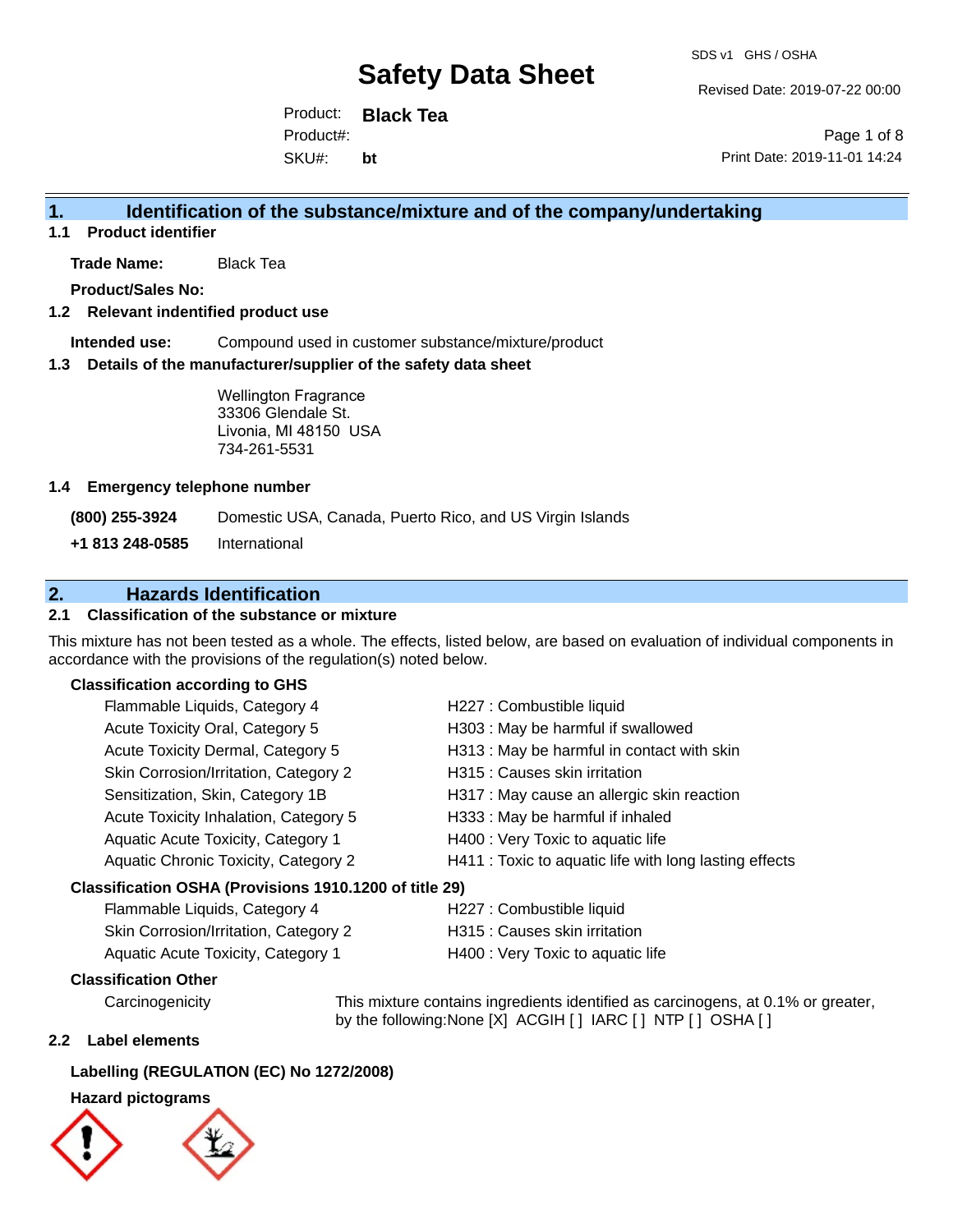# Safety Data Sheet

SDS v1 GHS / OSHA

Revised Date: 2019-07-22 00:00

Product: **Black Tea**
Product#:
SKU#: **bt**

Print Date: 2019-11-01 14:24

## 1. Identification of the substance/mixture and of the company/undertaking

### 1.1 Product identifier

**Trade Name:** Black Tea

**Product/Sales No:**

### 1.2 Relevant indentified product use

**Intended use:** Compound used in customer substance/mixture/product

### 1.3 Details of the manufacturer/supplier of the safety data sheet

Wellington Fragrance
33306 Glendale St.
Livonia, MI 48150 USA
734-261-5531

### 1.4 Emergency telephone number

**(800) 255-3924** Domestic USA, Canada, Puerto Rico, and US Virgin Islands

**+1 813 248-0585** International

## 2. Hazards Identification

### 2.1 Classification of the substance or mixture

This mixture has not been tested as a whole. The effects, listed below, are based on evaluation of individual components in accordance with the provisions of the regulation(s) noted below.

**Classification according to GHS**

| | |
|---|---|
| Flammable Liquids, Category 4 | H227 : Combustible liquid |
| Acute Toxicity Oral, Category 5 | H303 : May be harmful if swallowed |
| Acute Toxicity Dermal, Category 5 | H313 : May be harmful in contact with skin |
| Skin Corrosion/Irritation, Category 2 | H315 : Causes skin irritation |
| Sensitization, Skin, Category 1B | H317 : May cause an allergic skin reaction |
| Acute Toxicity Inhalation, Category 5 | H333 : May be harmful if inhaled |
| Aquatic Acute Toxicity, Category 1 | H400 : Very Toxic to aquatic life |
| Aquatic Chronic Toxicity, Category 2 | H411 : Toxic to aquatic life with long lasting effects |

**Classification OSHA (Provisions 1910.1200 of title 29)**

| | |
|---|---|
| Flammable Liquids, Category 4 | H227 : Combustible liquid |
| Skin Corrosion/Irritation, Category 2 | H315 : Causes skin irritation |
| Aquatic Acute Toxicity, Category 1 | H400 : Very Toxic to aquatic life |

**Classification Other**

Carcinogenicity — This mixture contains ingredients identified as carcinogens, at 0.1% or greater, by the following:None [X] ACGIH [ ] IARC [ ] NTP [ ] OSHA [ ]

### 2.2 Label elements

**Labelling (REGULATION (EC) No 1272/2008)**

**Hazard pictograms**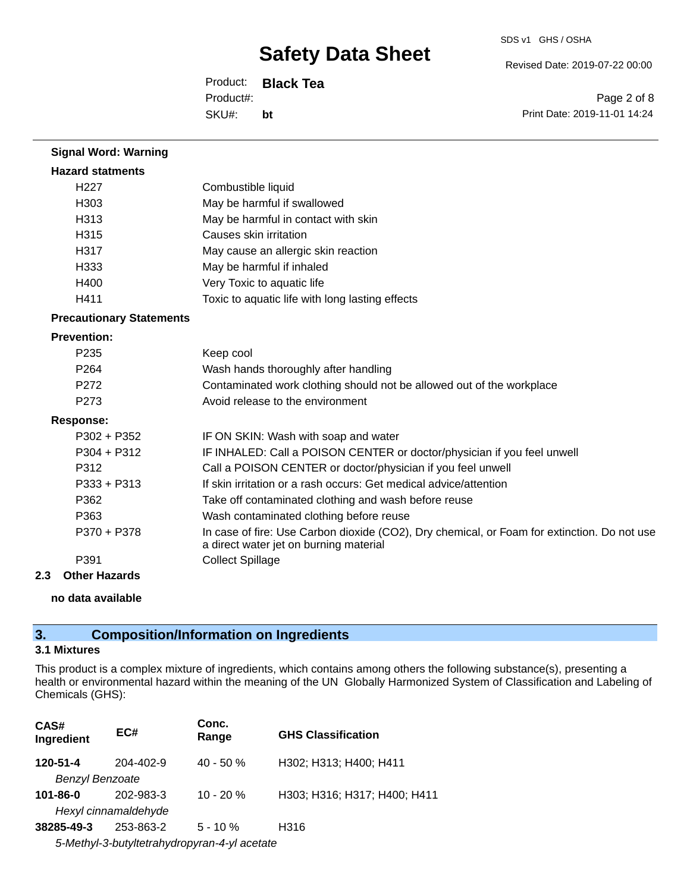**Signal Word: Warning**

**Hazard statments**

| | |
|---|---|
| H227 | Combustible liquid |
| H303 | May be harmful if swallowed |
| H313 | May be harmful in contact with skin |
| H315 | Causes skin irritation |
| H317 | May cause an allergic skin reaction |
| H333 | May be harmful if inhaled |
| H400 | Very Toxic to aquatic life |
| H411 | Toxic to aquatic life with long lasting effects |

**Precautionary Statements**

**Prevention:**

| | |
|---|---|
| P235 | Keep cool |
| P264 | Wash hands thoroughly after handling |
| P272 | Contaminated work clothing should not be allowed out of the workplace |
| P273 | Avoid release to the environment |

**Response:**

| | |
|---|---|
| P302 + P352 | IF ON SKIN: Wash with soap and water |
| P304 + P312 | IF INHALED: Call a POISON CENTER or doctor/physician if you feel unwell |
| P312 | Call a POISON CENTER or doctor/physician if you feel unwell |
| P333 + P313 | If skin irritation or a rash occurs: Get medical advice/attention |
| P362 | Take off contaminated clothing and wash before reuse |
| P363 | Wash contaminated clothing before reuse |
| P370 + P378 | In case of fire: Use Carbon dioxide ($CO_2$), Dry chemical, or Foam for extinction. Do not use a direct water jet on burning material |
| P391 | Collect Spillage |

### 2.3 Other Hazards

**no data available**

## 3. Composition/Information on Ingredients

### 3.1 Mixtures

This product is a complex mixture of ingredients, which contains among others the following substance(s), presenting a health or environmental hazard within the meaning of the UN Globally Harmonized System of Classification and Labeling of Chemicals (GHS):

| CAS# Ingredient | EC# | Conc. Range | GHS Classification |
|---|---|---|---|
| **120-51-4** *Benzyl Benzoate* | 204-402-9 | 40 - 50 % | H302; H313; H400; H411 |
| **101-86-0** *Hexyl cinnamaldehyde* | 202-983-3 | 10 - 20 % | H303; H316; H317; H400; H411 |
| **38285-49-3** *5-Methyl-3-butyltetrahydropyran-4-yl acetate* | 253-863-2 | 5 - 10 % | H316 |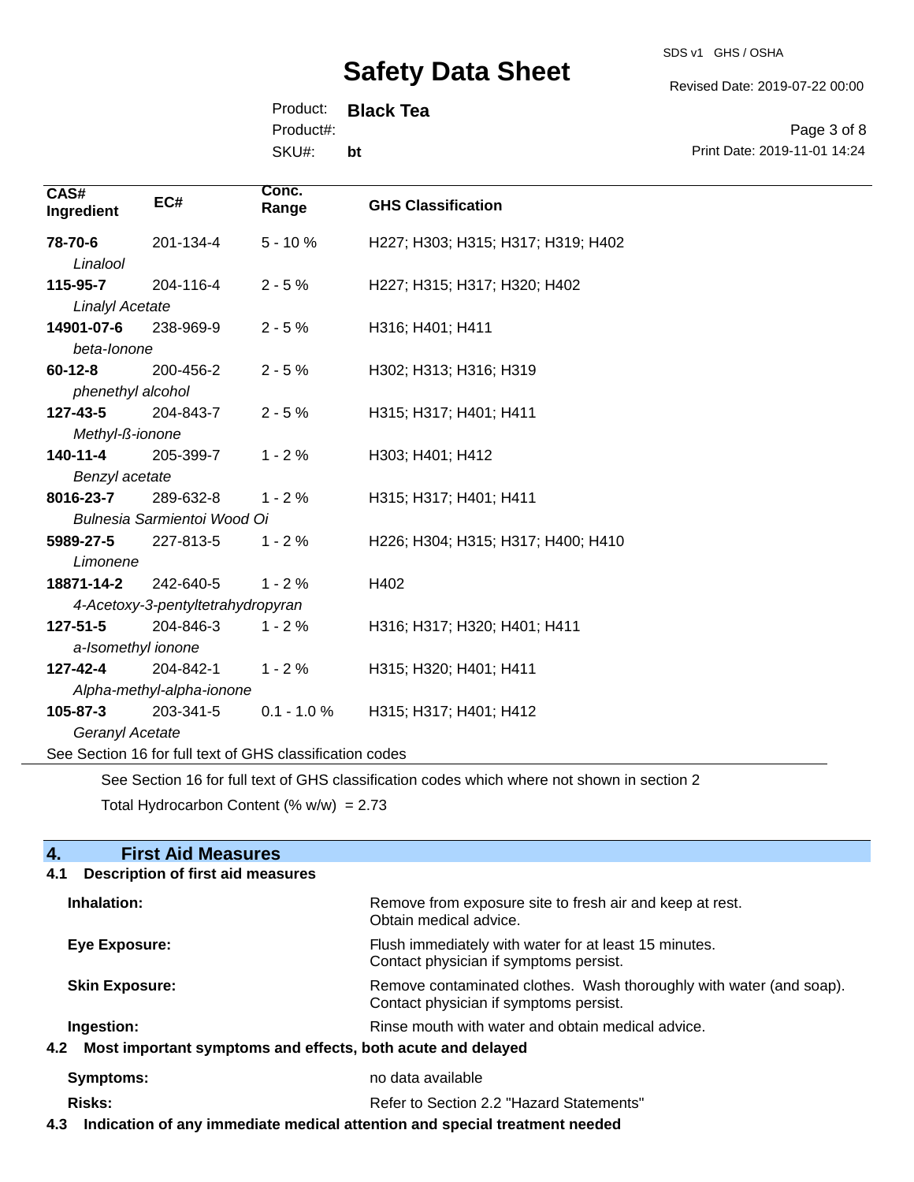| CAS# Ingredient | EC# | Conc. Range | GHS Classification |
|---|---|---|---|
| **78-70-6** *Linalool* | 201-134-4 | 5 - 10 % | H227; H303; H315; H317; H319; H402 |
| **115-95-7** *Linalyl Acetate* | 204-116-4 | 2 - 5 % | H227; H315; H317; H320; H402 |
| **14901-07-6** *beta-Ionone* | 238-969-9 | 2 - 5 % | H316; H401; H411 |
| **60-12-8** *phenethyl alcohol* | 200-456-2 | 2 - 5 % | H302; H313; H316; H319 |
| **127-43-5** *Methyl-ß-ionone* | 204-843-7 | 2 - 5 % | H315; H317; H401; H411 |
| **140-11-4** *Benzyl acetate* | 205-399-7 | 1 - 2 % | H303; H401; H412 |
| **8016-23-7** *Bulnesia Sarmientoi Wood Oi* | 289-632-8 | 1 - 2 % | H315; H317; H401; H411 |
| **5989-27-5** *Limonene* | 227-813-5 | 1 - 2 % | H226; H304; H315; H317; H400; H410 |
| **18871-14-2** *4-Acetoxy-3-pentyltetrahydropyran* | 242-640-5 | 1 - 2 % | H402 |
| **127-51-5** *a-Isomethyl ionone* | 204-846-3 | 1 - 2 % | H316; H317; H320; H401; H411 |
| **127-42-4** *Alpha-methyl-alpha-ionone* | 204-842-1 | 1 - 2 % | H315; H320; H401; H411 |
| **105-87-3** *Geranyl Acetate* | 203-341-5 | 0.1 - 1.0 % | H315; H317; H401; H412 |

See Section 16 for full text of GHS classification codes

See Section 16 for full text of GHS classification codes which where not shown in section 2

Total Hydrocarbon Content (% w/w) = 2.73

## 4. First Aid Measures

### 4.1 Description of first aid measures

**Inhalation:** Remove from exposure site to fresh air and keep at rest. Obtain medical advice.

**Eye Exposure:** Flush immediately with water for at least 15 minutes. Contact physician if symptoms persist.

**Skin Exposure:** Remove contaminated clothes. Wash thoroughly with water (and soap). Contact physician if symptoms persist.

**Ingestion:** Rinse mouth with water and obtain medical advice.

### 4.2 Most important symptoms and effects, both acute and delayed

**Symptoms:** no data available

**Risks:** Refer to Section 2.2 "Hazard Statements"

### 4.3 Indication of any immediate medical attention and special treatment needed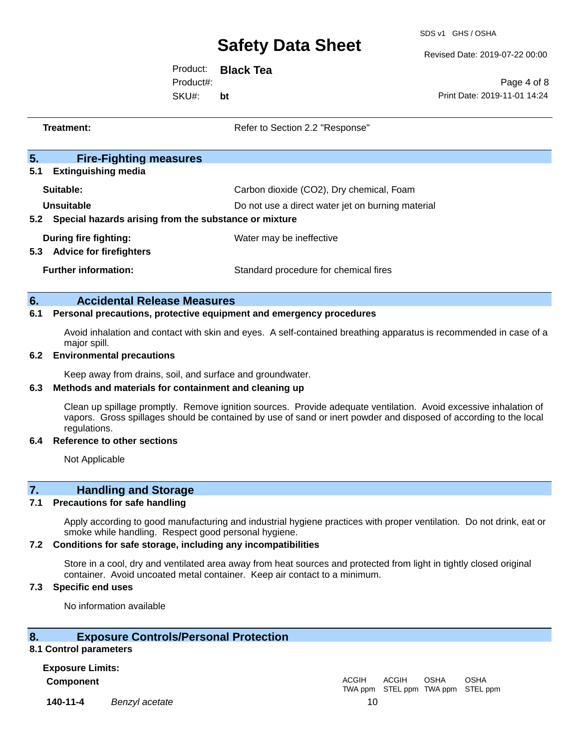**Treatment:** Refer to Section 2.2 "Response"

## 5. Fire-Fighting measures

### 5.1 Extinguishing media

| | |
|---|---|
| **Suitable:** | Carbon dioxide ($CO_2$), Dry chemical, Foam |
| **Unsuitable** | Do not use a direct water jet on burning material |

### 5.2 Special hazards arising from the substance or mixture

| | |
|---|---|
| **During fire fighting:** | Water may be ineffective |

### 5.3 Advice for firefighters

| | |
|---|---|
| **Further information:** | Standard procedure for chemical fires |

## 6. Accidental Release Measures

### 6.1 Personal precautions, protective equipment and emergency procedures

Avoid inhalation and contact with skin and eyes. A self-contained breathing apparatus is recommended in case of a major spill.

### 6.2 Environmental precautions

Keep away from drains, soil, and surface and groundwater.

### 6.3 Methods and materials for containment and cleaning up

Clean up spillage promptly. Remove ignition sources. Provide adequate ventilation. Avoid excessive inhalation of vapors. Gross spillages should be contained by use of sand or inert powder and disposed of according to the local regulations.

### 6.4 Reference to other sections

Not Applicable

## 7. Handling and Storage

### 7.1 Precautions for safe handling

Apply according to good manufacturing and industrial hygiene practices with proper ventilation. Do not drink, eat or smoke while handling. Respect good personal hygiene.

### 7.2 Conditions for safe storage, including any incompatibilities

Store in a cool, dry and ventilated area away from heat sources and protected from light in tightly closed original container. Avoid uncoated metal container. Keep air contact to a minimum.

### 7.3 Specific end uses

No information available

## 8. Exposure Controls/Personal Protection

### 8.1 Control parameters

**Exposure Limits:**

| **Component** | | ACGIH TWA ppm | ACGIH STEL ppm | OSHA TWA ppm | OSHA STEL ppm |
|---|---|---|---|---|---|
| **140-11-4** | *Benzyl acetate* | 10 | | | |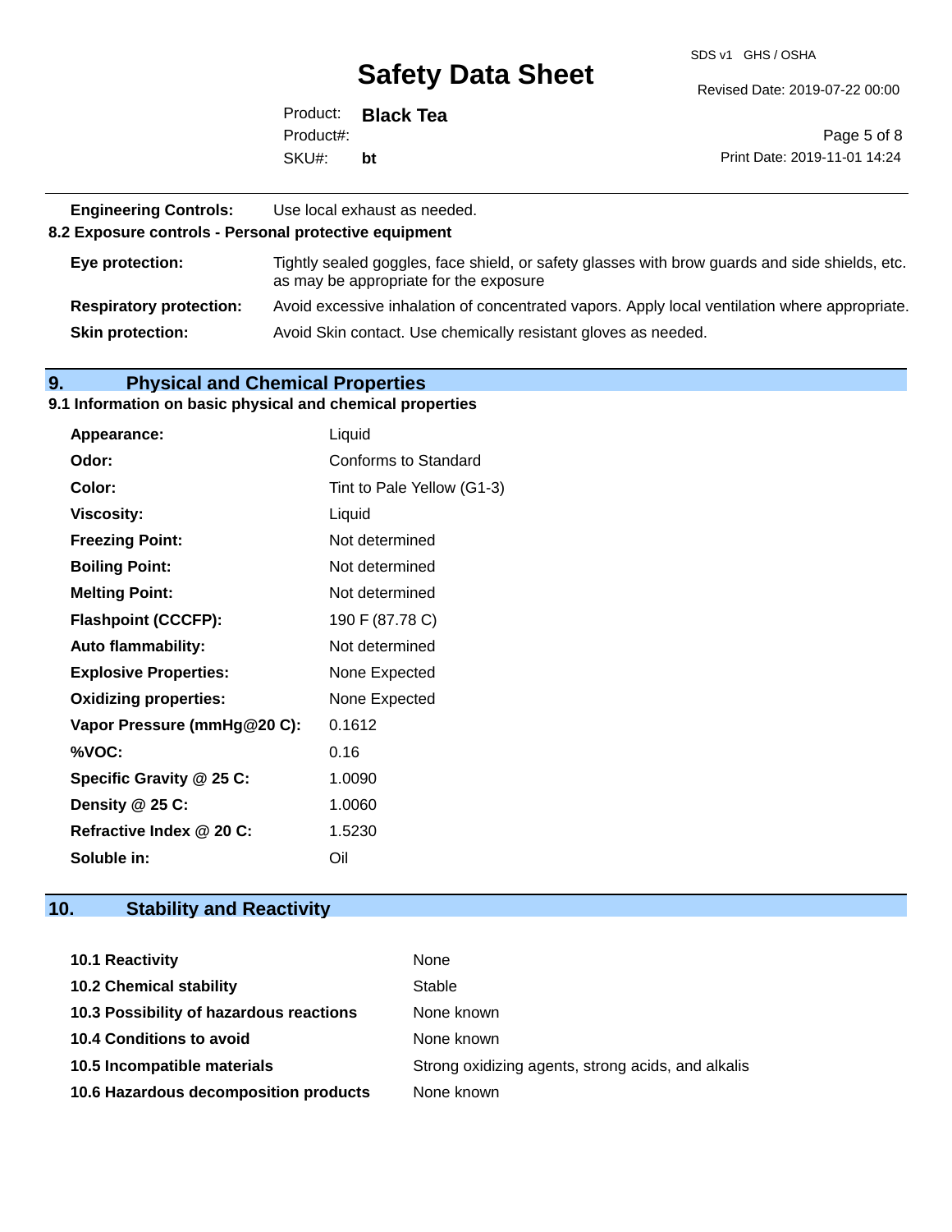**Engineering Controls:** Use local exhaust as needed.

### 8.2 Exposure controls - Personal protective equipment

| | |
|---|---|
| **Eye protection:** | Tightly sealed goggles, face shield, or safety glasses with brow guards and side shields, etc. as may be appropriate for the exposure |
| **Respiratory protection:** | Avoid excessive inhalation of concentrated vapors. Apply local ventilation where appropriate. |
| **Skin protection:** | Avoid Skin contact. Use chemically resistant gloves as needed. |

## 9. Physical and Chemical Properties

### 9.1 Information on basic physical and chemical properties

| | |
|---|---|
| **Appearance:** | Liquid |
| **Odor:** | Conforms to Standard |
| **Color:** | Tint to Pale Yellow (G1-3) |
| **Viscosity:** | Liquid |
| **Freezing Point:** | Not determined |
| **Boiling Point:** | Not determined |
| **Melting Point:** | Not determined |
| **Flashpoint (CCCFP):** | 190 F (87.78 C) |
| **Auto flammability:** | Not determined |
| **Explosive Properties:** | None Expected |
| **Oxidizing properties:** | None Expected |
| **Vapor Pressure (mmHg@20 C):** | 0.1612 |
| **%VOC:** | 0.16 |
| **Specific Gravity @ 25 C:** | 1.0090 |
| **Density @ 25 C:** | 1.0060 |
| **Refractive Index @ 20 C:** | 1.5230 |
| **Soluble in:** | Oil |

## 10. Stability and Reactivity

| | |
|---|---|
| **10.1 Reactivity** | None |
| **10.2 Chemical stability** | Stable |
| **10.3 Possibility of hazardous reactions** | None known |
| **10.4 Conditions to avoid** | None known |
| **10.5 Incompatible materials** | Strong oxidizing agents, strong acids, and alkalis |
| **10.6 Hazardous decomposition products** | None known |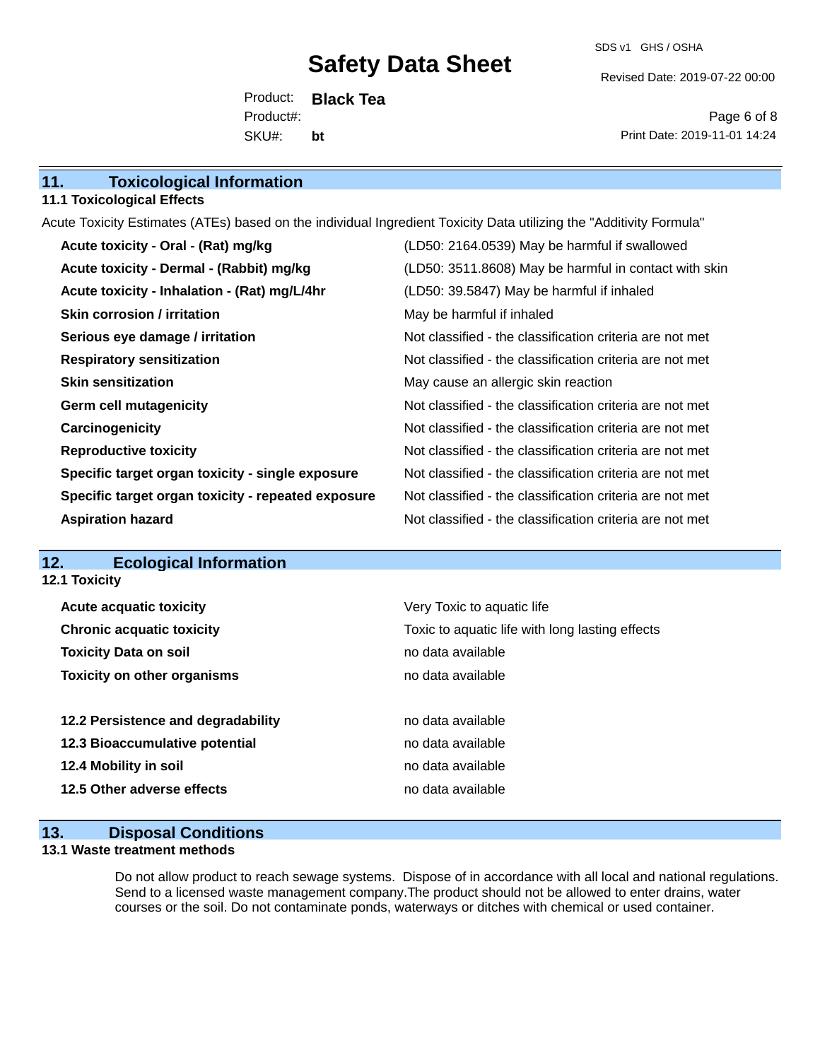## 11. Toxicological Information

### 11.1 Toxicological Effects

Acute Toxicity Estimates (ATEs) based on the individual Ingredient Toxicity Data utilizing the "Additivity Formula"

| | |
|---|---|
| **Acute toxicity - Oral - (Rat) mg/kg** | (LD50: 2164.0539) May be harmful if swallowed |
| **Acute toxicity - Dermal - (Rabbit) mg/kg** | (LD50: 3511.8608) May be harmful in contact with skin |
| **Acute toxicity - Inhalation - (Rat) mg/L/4hr** | (LD50: 39.5847) May be harmful if inhaled |
| **Skin corrosion / irritation** | May be harmful if inhaled |
| **Serious eye damage / irritation** | Not classified - the classification criteria are not met |
| **Respiratory sensitization** | Not classified - the classification criteria are not met |
| **Skin sensitization** | May cause an allergic skin reaction |
| **Germ cell mutagenicity** | Not classified - the classification criteria are not met |
| **Carcinogenicity** | Not classified - the classification criteria are not met |
| **Reproductive toxicity** | Not classified - the classification criteria are not met |
| **Specific target organ toxicity - single exposure** | Not classified - the classification criteria are not met |
| **Specific target organ toxicity - repeated exposure** | Not classified - the classification criteria are not met |
| **Aspiration hazard** | Not classified - the classification criteria are not met |

## 12. Ecological Information

### 12.1 Toxicity

| | |
|---|---|
| **Acute acquatic toxicity** | Very Toxic to aquatic life |
| **Chronic acquatic toxicity** | Toxic to aquatic life with long lasting effects |
| **Toxicity Data on soil** | no data available |
| **Toxicity on other organisms** | no data available |

| | |
|---|---|
| **12.2 Persistence and degradability** | no data available |
| **12.3 Bioaccumulative potential** | no data available |
| **12.4 Mobility in soil** | no data available |
| **12.5 Other adverse effects** | no data available |

## 13. Disposal Conditions

### 13.1 Waste treatment methods

Do not allow product to reach sewage systems. Dispose of in accordance with all local and national regulations. Send to a licensed waste management company.The product should not be allowed to enter drains, water courses or the soil. Do not contaminate ponds, waterways or ditches with chemical or used container.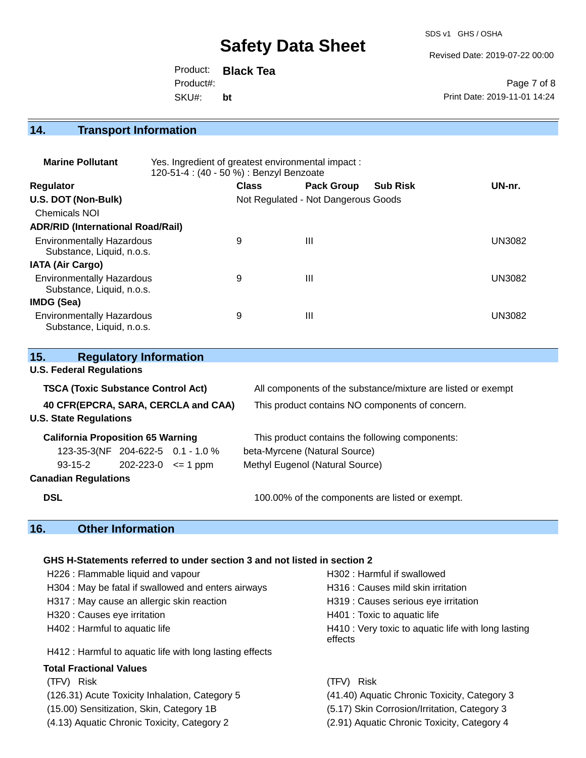## 14. Transport Information

**Marine Pollutant** Yes. Ingredient of greatest environmental impact : 120-51-4 : (40 - 50 %) : Benzyl Benzoate

| Regulator | Class | Pack Group | Sub Risk | UN-nr. |
|---|---|---|---|---|
| **U.S. DOT (Non-Bulk)** | Not Regulated - Not Dangerous Goods | | | |
| Chemicals NOI | | | | |
| **ADR/RID (International Road/Rail)** | | | | |
| Environmentally Hazardous Substance, Liquid, n.o.s. | 9 | III | | UN3082 |
| **IATA (Air Cargo)** | | | | |
| Environmentally Hazardous Substance, Liquid, n.o.s. | 9 | III | | UN3082 |
| **IMDG (Sea)** | | | | |
| Environmentally Hazardous Substance, Liquid, n.o.s. | 9 | III | | UN3082 |

## 15. Regulatory Information

**U.S. Federal Regulations**

**TSCA (Toxic Substance Control Act)** All components of the substance/mixture are listed or exempt

**40 CFR(EPCRA, SARA, CERCLA and CAA)** This product contains NO components of concern.

**U.S. State Regulations**

**California Proposition 65 Warning** This product contains the following components:

| CAS | EINECS | Concentration | Component |
|---|---|---|---|
| 123-35-3(NF | 204-622-5 | 0.1 - 1.0 % | beta-Myrcene (Natural Source) |
| 93-15-2 | 202-223-0 | <= 1 ppm | Methyl Eugenol (Natural Source) |

**Canadian Regulations**

**DSL** 100.00% of the components are listed or exempt.

## 16. Other Information

**GHS H-Statements referred to under section 3 and not listed in section 2**

- H226 : Flammable liquid and vapour
- H302 : Harmful if swallowed
- H304 : May be fatal if swallowed and enters airways
- H316 : Causes mild skin irritation
- H317 : May cause an allergic skin reaction
- H319 : Causes serious eye irritation
- H320 : Causes eye irritation
- H401 : Toxic to aquatic life
- H402 : Harmful to aquatic life
- H410 : Very toxic to aquatic life with long lasting effects
- H412 : Harmful to aquatic life with long lasting effects

**Total Fractional Values**

| (TFV) Risk | (TFV) Risk |
|---|---|
| (126.31) Acute Toxicity Inhalation, Category 5 | (41.40) Aquatic Chronic Toxicity, Category 3 |
| (15.00) Sensitization, Skin, Category 1B | (5.17) Skin Corrosion/Irritation, Category 3 |
| (4.13) Aquatic Chronic Toxicity, Category 2 | (2.91) Aquatic Chronic Toxicity, Category 4 |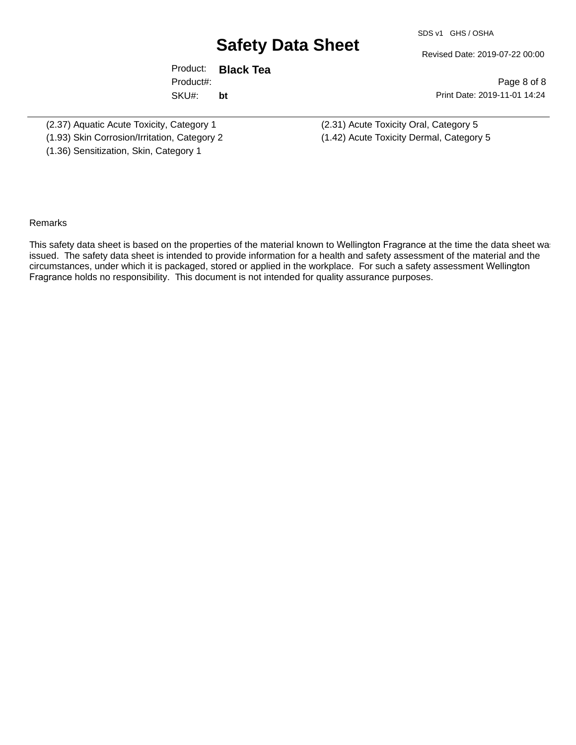(2.37) Aquatic Acute Toxicity, Category 1

(1.93) Skin Corrosion/Irritation, Category 2

(1.36) Sensitization, Skin, Category 1

(2.31) Acute Toxicity Oral, Category 5

(1.42) Acute Toxicity Dermal, Category 5

Remarks

This safety data sheet is based on the properties of the material known to Wellington Fragrance at the time the data sheet was issued. The safety data sheet is intended to provide information for a health and safety assessment of the material and the circumstances, under which it is packaged, stored or applied in the workplace. For such a safety assessment Wellington Fragrance holds no responsibility. This document is not intended for quality assurance purposes.